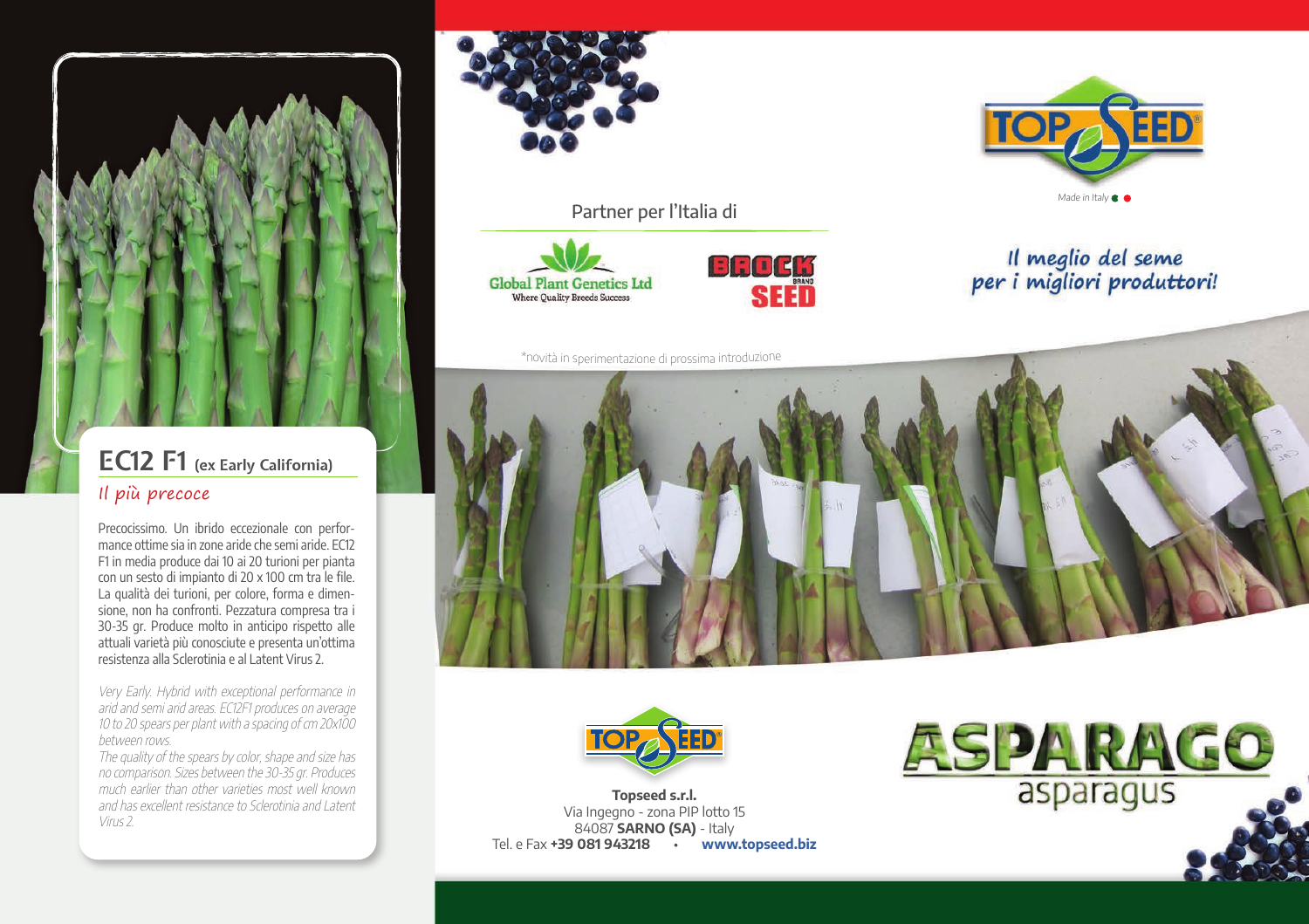## EC12 F1 (ex Early California)

*Il più precoce*

Precocissimo. Un ibrido eccezionale con performance ottime sia in zone aride che semi aride. EC12 F1 in media produce dai 10 ai 20 turioni per pianta con un sesto di impianto di 20 x 100 cm tra le file. La qualità dei turioni, per colore, forma e dimensione, non ha confronti. Pezzatura compresa tra i 30-35 gr. Produce molto in anticipo rispetto alle attuali varietà più conosciute e presenta un'ottima resistenza alla Sclerotinia e al Latent Virus 2.

*Very Early. Hybrid with exceptional performance in arid and semi arid areas. EC12F1 produces on average 10 to 20 spears per plant with a spacing of cm 20x100 between rows.*
*The quality of the spears by color, shape and size has no comparison. Sizes between the 30-35 gr. Produces much earlier than other varieties most well known and has excellent resistance to Sclerotinia and Latent Virus 2.*

Partner per l'Italia di

Global Plant Genetics Ltd
Where Quality Breeds Success

BROCK BRAND SEED

*novità in sperimentazione di prossima introduzione

TOP SEED®

Made in Italy

*Il meglio del seme per i migliori produttori!*

**Topseed s.r.l.**
Via Ingegno - zona PIP lotto 15
84087 **SARNO (SA)** - Italy
Tel. e Fax **+39 081 943218** • **www.topseed.biz**

# ASPARAGO
asparagus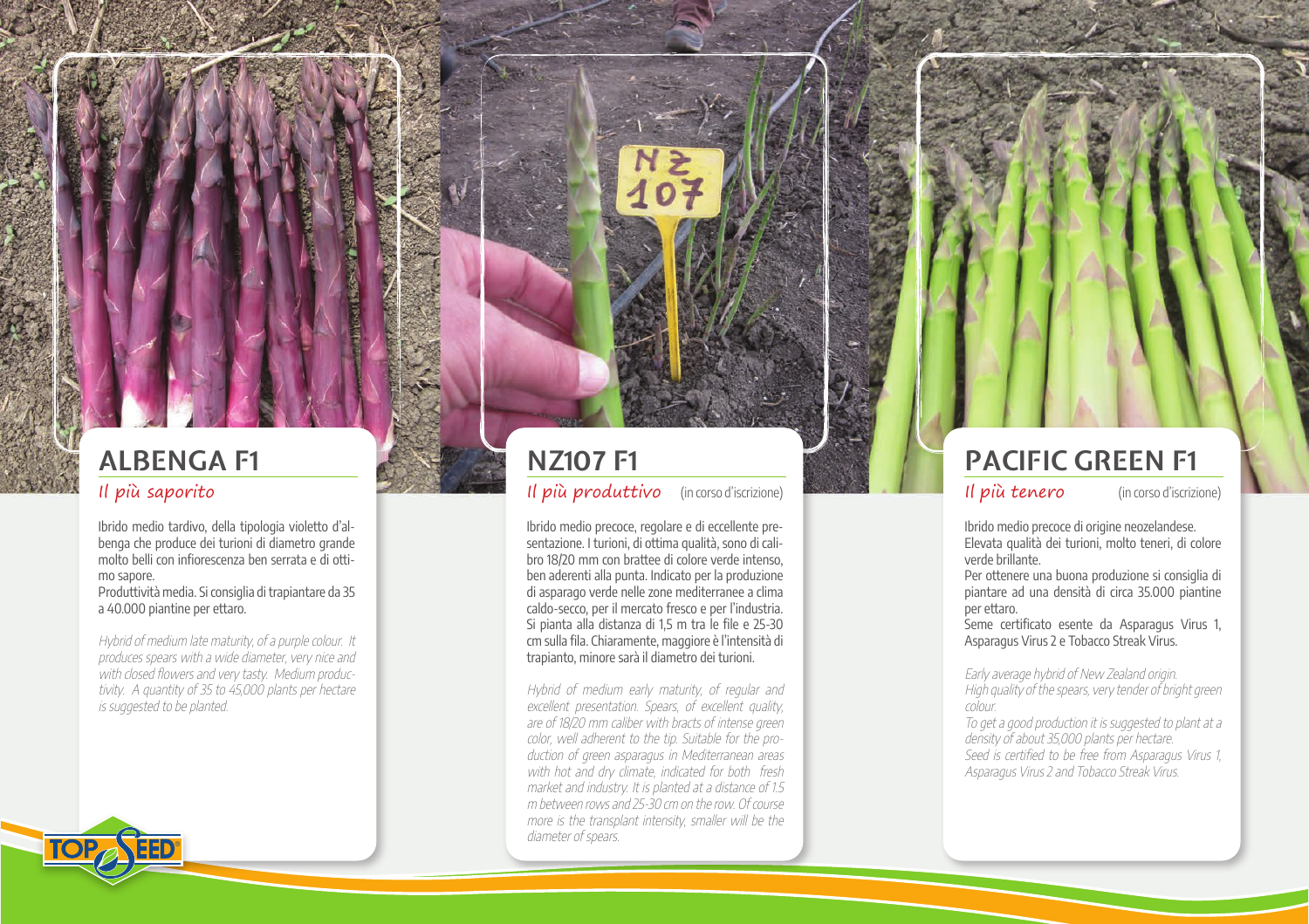## ALBENGA F1

*Il più saporito*

Ibrido medio tardivo, della tipologia violetto d'albenga che produce dei turioni di diametro grande molto belli con infiorescenza ben serrata e di ottimo sapore.
Produttività media. Si consiglia di trapiantare da 35 a 40.000 piantine per ettaro.

*Hybrid of medium late maturity, of a purple colour. It produces spears with a wide diameter, very nice and with closed flowers and very tasty. Medium productivity. A quantity of 35 to 45,000 plants per hectare is suggested to be planted.*

## NZ107 F1

*Il più produttivo* (in corso d'iscrizione)

Ibrido medio precoce, regolare e di eccellente presentazione. I turioni, di ottima qualità, sono di calibro 18/20 mm con brattee di colore verde intenso, ben aderenti alla punta. Indicato per la produzione di asparago verde nelle zone mediterranee a clima caldo-secco, per il mercato fresco e per l'industria. Si pianta alla distanza di 1,5 m tra le file e 25-30 cm sulla fila. Chiaramente, maggiore è l'intensità di trapianto, minore sarà il diametro dei turioni.

*Hybrid of medium early maturity, of regular and excellent presentation. Spears, of excellent quality, are of 18/20 mm caliber with bracts of intense green color, well adherent to the tip. Suitable for the production of green asparagus in Mediterranean areas with hot and dry climate, indicated for both fresh market and industry. It is planted at a distance of 1.5 m between rows and 25-30 cm on the row. Of course more is the transplant intensity, smaller will be the diameter of spears.*

## PACIFIC GREEN F1

*Il più tenero* (in corso d'iscrizione)

Ibrido medio precoce di origine neozelandese.
Elevata qualità dei turioni, molto teneri, di colore verde brillante.
Per ottenere una buona produzione si consiglia di piantare ad una densità di circa 35.000 piantine per ettaro.
Seme certificato esente da Asparagus Virus 1, Asparagus Virus 2 e Tobacco Streak Virus.

*Early average hybrid of New Zealand origin.*
*High quality of the spears, very tender of bright green colour.*
*To get a good production it is suggested to plant at a density of about 35,000 plants per hectare.*
*Seed is certified to be free from Asparagus Virus 1, Asparagus Virus 2 and Tobacco Streak Virus.*

TOP SEED®